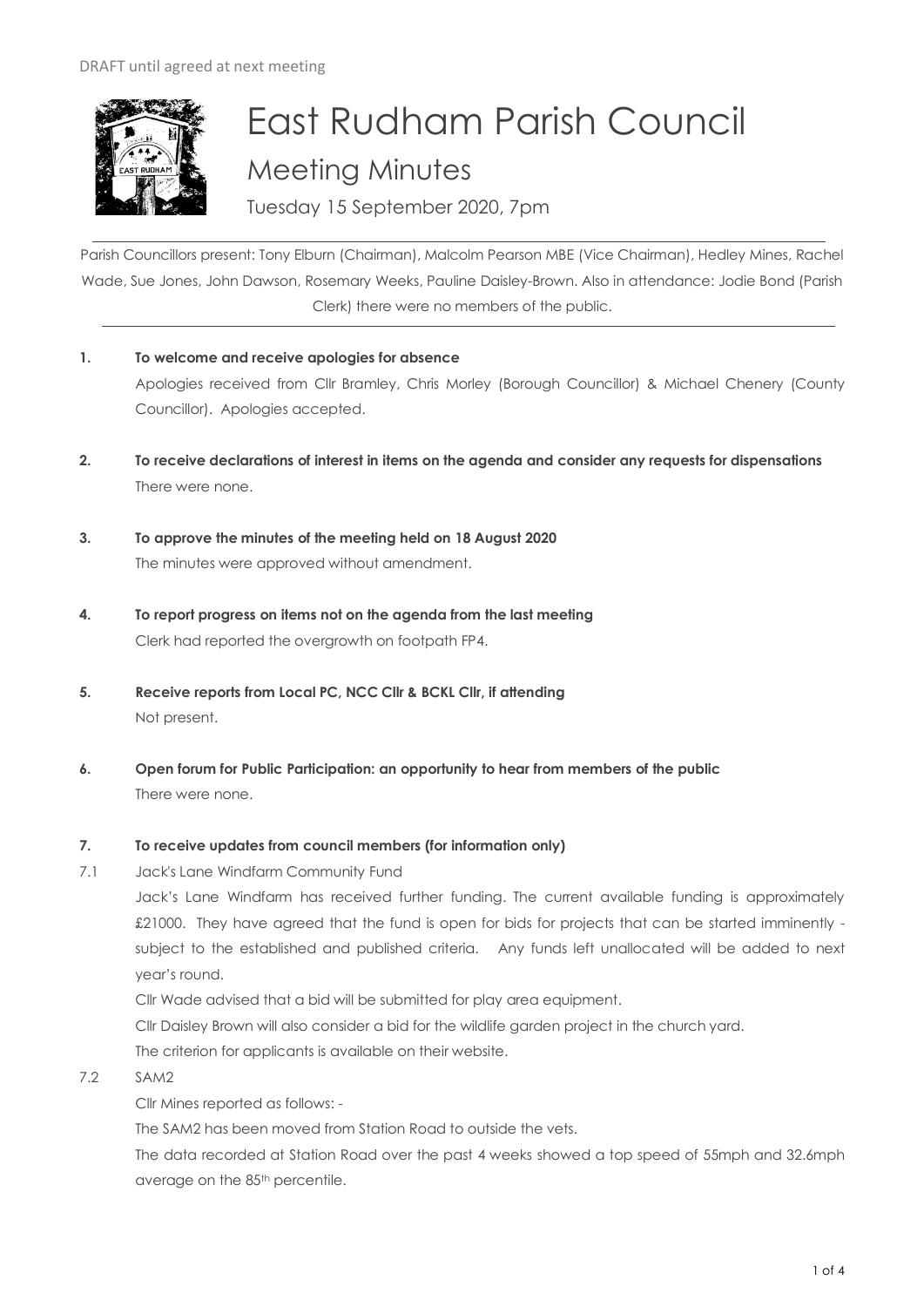DRAFT until agreed at next meeting

# East Rudham Parish Council

## Meeting Minutes

Tuesday 15 September 2020, 7pm

Parish Councillors present: Tony Elburn (Chairman), Malcolm Pearson MBE (Vice Chairman), Hedley Mines, Rachel Wade, Sue Jones, John Dawson, Rosemary Weeks, Pauline Daisley-Brown. Also in attendance: Jodie Bond (Parish Clerk) there were no members of the public.

**1. To welcome and receive apologies for absence**

Apologies received from Cllr Bramley, Chris Morley (Borough Councillor) & Michael Chenery (County Councillor). Apologies accepted.

**2. To receive declarations of interest in items on the agenda and consider any requests for dispensations**

There were none.

**3. To approve the minutes of the meeting held on 18 August 2020**

The minutes were approved without amendment.

**4. To report progress on items not on the agenda from the last meeting**

Clerk had reported the overgrowth on footpath FP4.

**5. Receive reports from Local PC, NCC Cllr & BCKL Cllr, if attending**

Not present.

**6. Open forum for Public Participation: an opportunity to hear from members of the public**

There were none.

**7. To receive updates from council members (for information only)**

7.1 Jack's Lane Windfarm Community Fund

Jack's Lane Windfarm has received further funding. The current available funding is approximately £21000. They have agreed that the fund is open for bids for projects that can be started imminently - subject to the established and published criteria. Any funds left unallocated will be added to next year's round.

Cllr Wade advised that a bid will be submitted for play area equipment.

Cllr Daisley Brown will also consider a bid for the wildlife garden project in the church yard.

The criterion for applicants is available on their website.

7.2 SAM2

Cllr Mines reported as follows: -

The SAM2 has been moved from Station Road to outside the vets.

The data recorded at Station Road over the past 4 weeks showed a top speed of 55mph and 32.6mph average on the 85th percentile.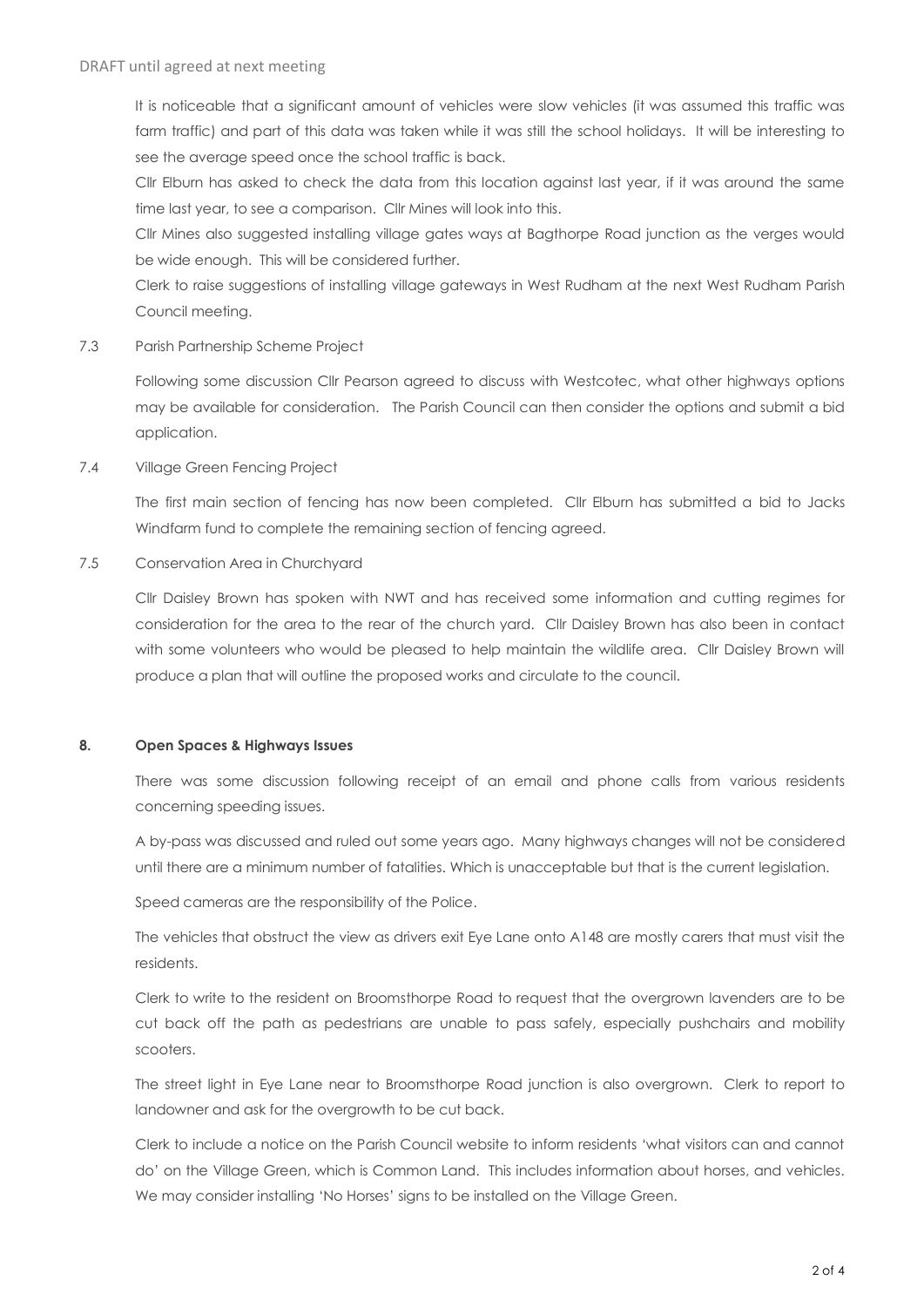It is noticeable that a significant amount of vehicles were slow vehicles (it was assumed this traffic was farm traffic) and part of this data was taken while it was still the school holidays. It will be interesting to see the average speed once the school traffic is back.

Cllr Elburn has asked to check the data from this location against last year, if it was around the same time last year, to see a comparison. Cllr Mines will look into this.

Cllr Mines also suggested installing village gates ways at Bagthorpe Road junction as the verges would be wide enough. This will be considered further.

Clerk to raise suggestions of installing village gateways in West Rudham at the next West Rudham Parish Council meeting.

7.3 Parish Partnership Scheme Project

Following some discussion Cllr Pearson agreed to discuss with Westcotec, what other highways options may be available for consideration. The Parish Council can then consider the options and submit a bid application.

7.4 Village Green Fencing Project

The first main section of fencing has now been completed. Cllr Elburn has submitted a bid to Jacks Windfarm fund to complete the remaining section of fencing agreed.

7.5 Conservation Area in Churchyard

Cllr Daisley Brown has spoken with NWT and has received some information and cutting regimes for consideration for the area to the rear of the church yard. Cllr Daisley Brown has also been in contact with some volunteers who would be pleased to help maintain the wildlife area. Cllr Daisley Brown will produce a plan that will outline the proposed works and circulate to the council.

## 8. Open Spaces & Highways Issues

There was some discussion following receipt of an email and phone calls from various residents concerning speeding issues.

A by-pass was discussed and ruled out some years ago. Many highways changes will not be considered until there are a minimum number of fatalities. Which is unacceptable but that is the current legislation.

Speed cameras are the responsibility of the Police.

The vehicles that obstruct the view as drivers exit Eye Lane onto A148 are mostly carers that must visit the residents.

Clerk to write to the resident on Broomsthorpe Road to request that the overgrown lavenders are to be cut back off the path as pedestrians are unable to pass safely, especially pushchairs and mobility scooters.

The street light in Eye Lane near to Broomsthorpe Road junction is also overgrown. Clerk to report to landowner and ask for the overgrowth to be cut back.

Clerk to include a notice on the Parish Council website to inform residents 'what visitors can and cannot do' on the Village Green, which is Common Land. This includes information about horses, and vehicles. We may consider installing 'No Horses' signs to be installed on the Village Green.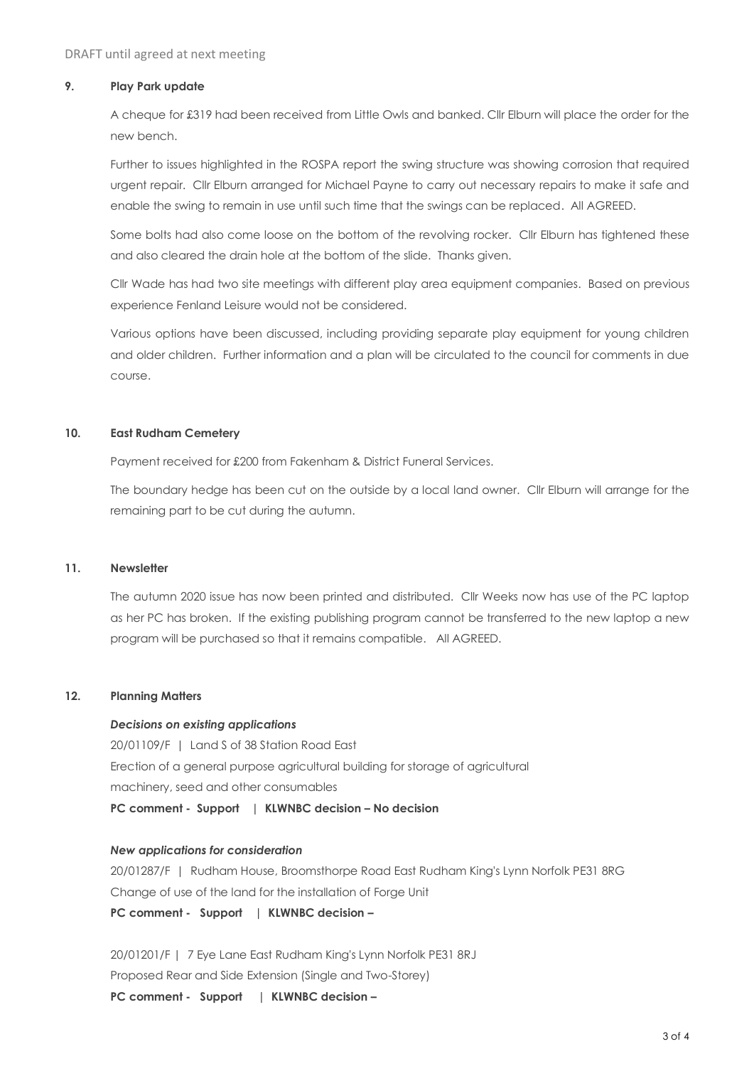DRAFT until agreed at next meeting

### 9. Play Park update

A cheque for £319 had been received from Little Owls and banked. Cllr Elburn will place the order for the new bench.

Further to issues highlighted in the ROSPA report the swing structure was showing corrosion that required urgent repair. Cllr Elburn arranged for Michael Payne to carry out necessary repairs to make it safe and enable the swing to remain in use until such time that the swings can be replaced. All AGREED.

Some bolts had also come loose on the bottom of the revolving rocker. Cllr Elburn has tightened these and also cleared the drain hole at the bottom of the slide. Thanks given.

Cllr Wade has had two site meetings with different play area equipment companies. Based on previous experience Fenland Leisure would not be considered.

Various options have been discussed, including providing separate play equipment for young children and older children. Further information and a plan will be circulated to the council for comments in due course.

### 10. East Rudham Cemetery

Payment received for £200 from Fakenham & District Funeral Services.

The boundary hedge has been cut on the outside by a local land owner. Cllr Elburn will arrange for the remaining part to be cut during the autumn.

### 11. Newsletter

The autumn 2020 issue has now been printed and distributed. Cllr Weeks now has use of the PC laptop as her PC has broken. If the existing publishing program cannot be transferred to the new laptop a new program will be purchased so that it remains compatible. All AGREED.

### 12. Planning Matters

***Decisions on existing applications***

20/01109/F | Land S of 38 Station Road East
Erection of a general purpose agricultural building for storage of agricultural machinery, seed and other consumables
**PC comment - Support | KLWNBC decision – No decision**

***New applications for consideration***

20/01287/F | Rudham House, Broomsthorpe Road East Rudham King's Lynn Norfolk PE31 8RG
Change of use of the land for the installation of Forge Unit
**PC comment - Support | KLWNBC decision –**

20/01201/F | 7 Eye Lane East Rudham King's Lynn Norfolk PE31 8RJ
Proposed Rear and Side Extension (Single and Two-Storey)
**PC comment - Support | KLWNBC decision –**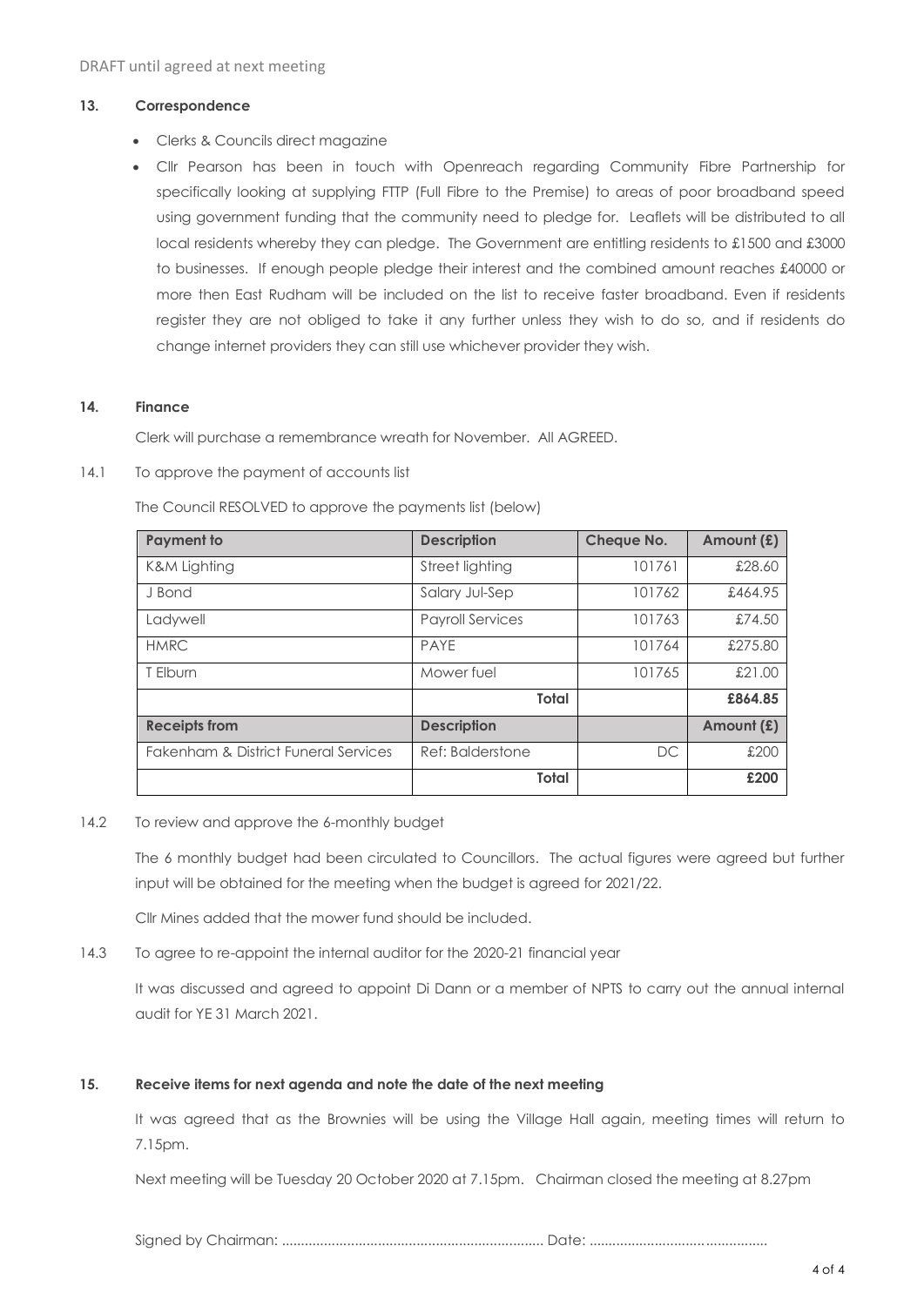DRAFT until agreed at next meeting

**13. Correspondence**

- Clerks & Councils direct magazine
- Cllr Pearson has been in touch with Openreach regarding Community Fibre Partnership for specifically looking at supplying FTTP (Full Fibre to the Premise) to areas of poor broadband speed using government funding that the community need to pledge for. Leaflets will be distributed to all local residents whereby they can pledge. The Government are entitling residents to £1500 and £3000 to businesses. If enough people pledge their interest and the combined amount reaches £40000 or more then East Rudham will be included on the list to receive faster broadband. Even if residents register they are not obliged to take it any further unless they wish to do so, and if residents do change internet providers they can still use whichever provider they wish.

**14. Finance**

Clerk will purchase a remembrance wreath for November. All AGREED.

14.1 To approve the payment of accounts list

The Council RESOLVED to approve the payments list (below)

| Payment to | Description | Cheque No. | Amount (£) |
|---|---|---|---|
| K&M Lighting | Street lighting | 101761 | £28.60 |
| J Bond | Salary Jul-Sep | 101762 | £464.95 |
| Ladywell | Payroll Services | 101763 | £74.50 |
| HMRC | PAYE | 101764 | £275.80 |
| T Elburn | Mower fuel | 101765 | £21.00 |
| | **Total** | | **£864.85** |
| **Receipts from** | **Description** | | **Amount (£)** |
| Fakenham & District Funeral Services | Ref: Balderstone | DC | £200 |
| | **Total** | | **£200** |

14.2 To review and approve the 6-monthly budget

The 6 monthly budget had been circulated to Councillors. The actual figures were agreed but further input will be obtained for the meeting when the budget is agreed for 2021/22.

Cllr Mines added that the mower fund should be included.

14.3 To agree to re-appoint the internal auditor for the 2020-21 financial year

It was discussed and agreed to appoint Di Dann or a member of NPTS to carry out the annual internal audit for YE 31 March 2021.

**15. Receive items for next agenda and note the date of the next meeting**

It was agreed that as the Brownies will be using the Village Hall again, meeting times will return to 7.15pm.

Next meeting will be Tuesday 20 October 2020 at 7.15pm. Chairman closed the meeting at 8.27pm

Signed by Chairman: ..................................................................... Date: ..............................................